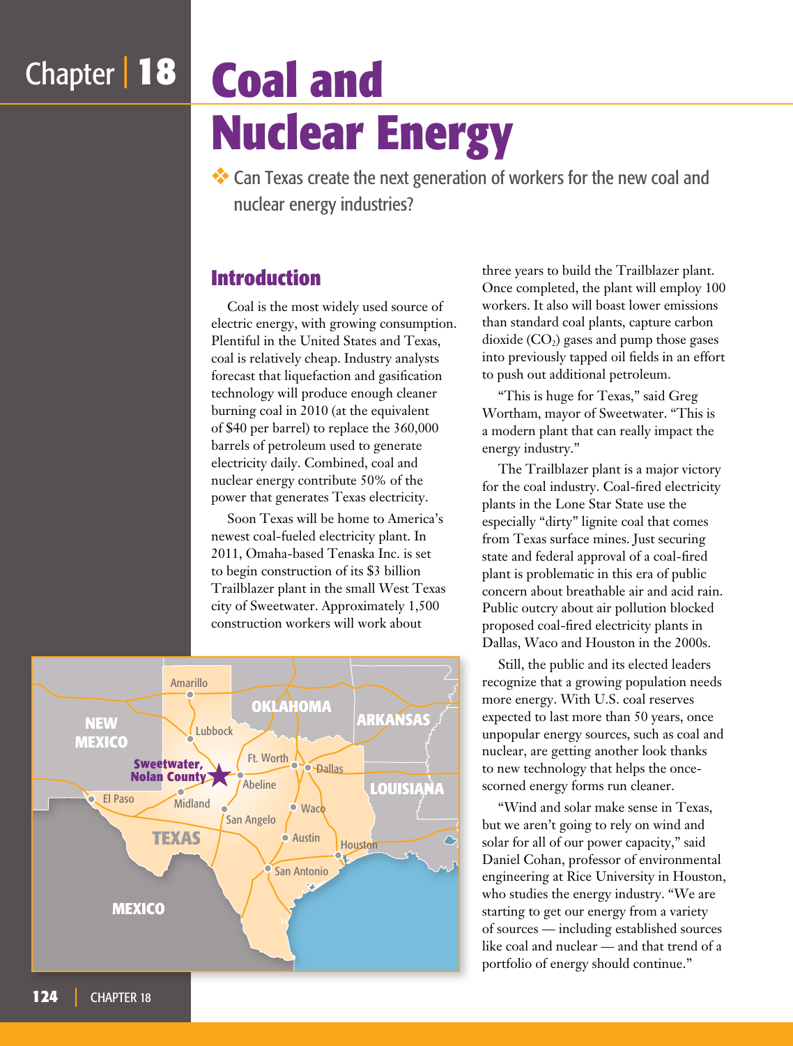# Chapter 18 Coal and Nuclear Energy

❖ Can Texas create the next generation of workers for the new coal and nuclear energy industries?

## Introduction

Coal is the most widely used source of electric energy, with growing consumption. Plentiful in the United States and Texas, coal is relatively cheap. Industry analysts forecast that liquefaction and gasification technology will produce enough cleaner burning coal in 2010 (at the equivalent of $40 per barrel) to replace the 360,000 barrels of petroleum used to generate electricity daily. Combined, coal and nuclear energy contribute 50% of the power that generates Texas electricity.

Soon Texas will be home to America's newest coal-fueled electricity plant. In 2011, Omaha-based Tenaska Inc. is set to begin construction of its $3 billion Trailblazer plant in the small West Texas city of Sweetwater. Approximately 1,500 construction workers will work about three years to build the Trailblazer plant. Once completed, the plant will employ 100 workers. It also will boast lower emissions than standard coal plants, capture carbon dioxide ($CO_2$) gases and pump those gases into previously tapped oil fields in an effort to push out additional petroleum.

"This is huge for Texas," said Greg Wortham, mayor of Sweetwater. "This is a modern plant that can really impact the energy industry."

The Trailblazer plant is a major victory for the coal industry. Coal-fired electricity plants in the Lone Star State use the especially "dirty" lignite coal that comes from Texas surface mines. Just securing state and federal approval of a coal-fired plant is problematic in this era of public concern about breathable air and acid rain. Public outcry about air pollution blocked proposed coal-fired electricity plants in Dallas, Waco and Houston in the 2000s.

Still, the public and its elected leaders recognize that a growing population needs more energy. With U.S. coal reserves expected to last more than 50 years, once unpopular energy sources, such as coal and nuclear, are getting another look thanks to new technology that helps the once-scorned energy forms run cleaner.

"Wind and solar make sense in Texas, but we aren't going to rely on wind and solar for all of our power capacity," said Daniel Cohan, professor of environmental engineering at Rice University in Houston, who studies the energy industry. "We are starting to get our energy from a variety of sources — including established sources like coal and nuclear — and that trend of a portfolio of energy should continue."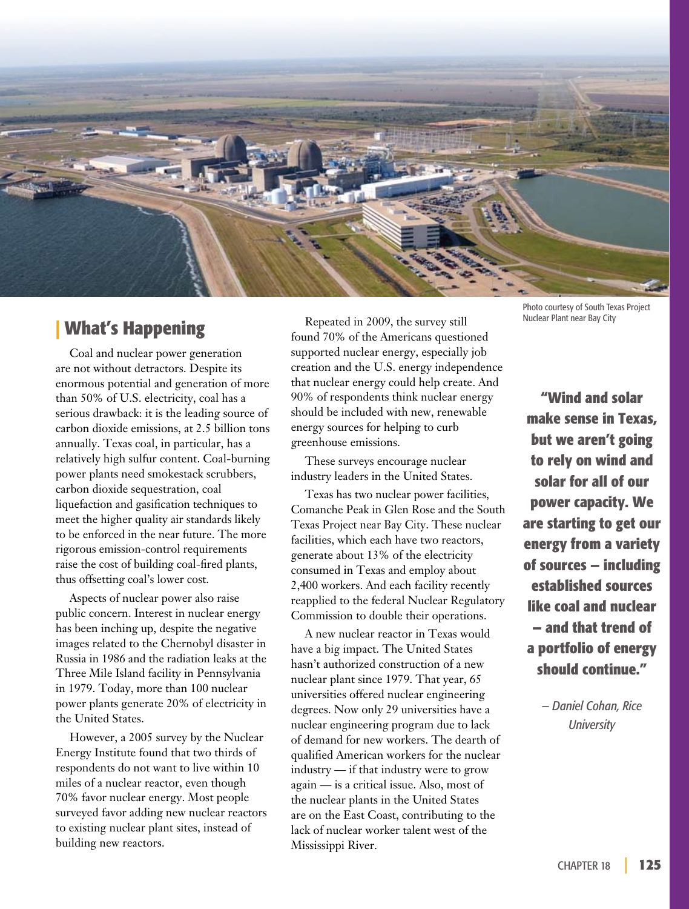Photo courtesy of South Texas Project Nuclear Plant near Bay City

## What's Happening

Coal and nuclear power generation are not without detractors. Despite its enormous potential and generation of more than 50% of U.S. electricity, coal has a serious drawback: it is the leading source of carbon dioxide emissions, at 2.5 billion tons annually. Texas coal, in particular, has a relatively high sulfur content. Coal-burning power plants need smokestack scrubbers, carbon dioxide sequestration, coal liquefaction and gasification techniques to meet the higher quality air standards likely to be enforced in the near future. The more rigorous emission-control requirements raise the cost of building coal-fired plants, thus offsetting coal's lower cost.

Aspects of nuclear power also raise public concern. Interest in nuclear energy has been inching up, despite the negative images related to the Chernobyl disaster in Russia in 1986 and the radiation leaks at the Three Mile Island facility in Pennsylvania in 1979. Today, more than 100 nuclear power plants generate 20% of electricity in the United States.

However, a 2005 survey by the Nuclear Energy Institute found that two thirds of respondents do not want to live within 10 miles of a nuclear reactor, even though 70% favor nuclear energy. Most people surveyed favor adding new nuclear reactors to existing nuclear plant sites, instead of building new reactors.

Repeated in 2009, the survey still found 70% of the Americans questioned supported nuclear energy, especially job creation and the U.S. energy independence that nuclear energy could help create. And 90% of respondents think nuclear energy should be included with new, renewable energy sources for helping to curb greenhouse emissions.

These surveys encourage nuclear industry leaders in the United States.

Texas has two nuclear power facilities, Comanche Peak in Glen Rose and the South Texas Project near Bay City. These nuclear facilities, which each have two reactors, generate about 13% of the electricity consumed in Texas and employ about 2,400 workers. And each facility recently reapplied to the federal Nuclear Regulatory Commission to double their operations.

A new nuclear reactor in Texas would have a big impact. The United States hasn't authorized construction of a new nuclear plant since 1979. That year, 65 universities offered nuclear engineering degrees. Now only 29 universities have a nuclear engineering program due to lack of demand for new workers. The dearth of qualified American workers for the nuclear industry — if that industry were to grow again — is a critical issue. Also, most of the nuclear plants in the United States are on the East Coast, contributing to the lack of nuclear worker talent west of the Mississippi River.

> **"Wind and solar make sense in Texas, but we aren't going to rely on wind and solar for all of our power capacity. We are starting to get our energy from a variety of sources – including established sources like coal and nuclear – and that trend of a portfolio of energy should continue."**
>
> *– Daniel Cohan, Rice University*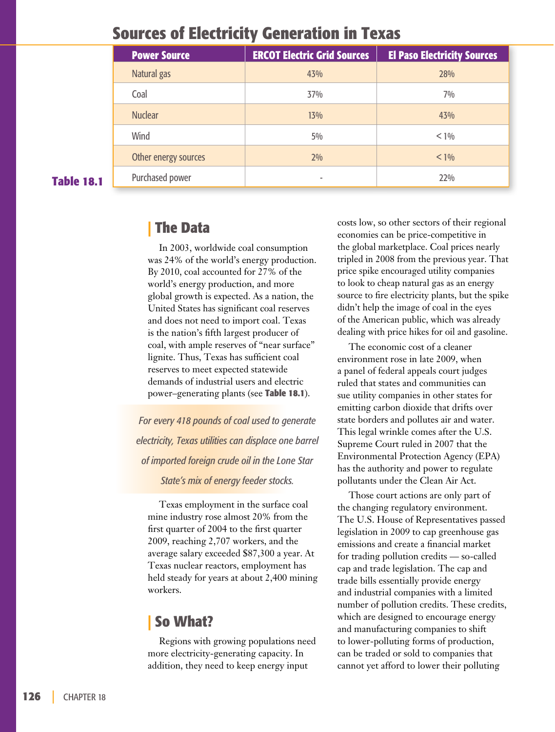## Sources of Electricity Generation in Texas

Table 18.1

| Power Source | ERCOT Electric Grid Sources | El Paso Electricity Sources |
|---|---|---|
| Natural gas | 43% | 28% |
| Coal | 37% | 7% |
| Nuclear | 13% | 43% |
| Wind | 5% | < 1% |
| Other energy sources | 2% | < 1% |
| Purchased power | - | 22% |

### The Data

In 2003, worldwide coal consumption was 24% of the world's energy production. By 2010, coal accounted for 27% of the world's energy production, and more global growth is expected. As a nation, the United States has significant coal reserves and does not need to import coal. Texas is the nation's fifth largest producer of coal, with ample reserves of "near surface" lignite. Thus, Texas has sufficient coal reserves to meet expected statewide demands of industrial users and electric power–generating plants (see **Table 18.1**).

*For every 418 pounds of coal used to generate electricity, Texas utilities can displace one barrel of imported foreign crude oil in the Lone Star State's mix of energy feeder stocks.*

Texas employment in the surface coal mine industry rose almost 20% from the first quarter of 2004 to the first quarter 2009, reaching 2,707 workers, and the average salary exceeded $87,300 a year. At Texas nuclear reactors, employment has held steady for years at about 2,400 mining workers.

### So What?

Regions with growing populations need more electricity-generating capacity. In addition, they need to keep energy input costs low, so other sectors of their regional economies can be price-competitive in the global marketplace. Coal prices nearly tripled in 2008 from the previous year. That price spike encouraged utility companies to look to cheap natural gas as an energy source to fire electricity plants, but the spike didn't help the image of coal in the eyes of the American public, which was already dealing with price hikes for oil and gasoline.

The economic cost of a cleaner environment rose in late 2009, when a panel of federal appeals court judges ruled that states and communities can sue utility companies in other states for emitting carbon dioxide that drifts over state borders and pollutes air and water. This legal wrinkle comes after the U.S. Supreme Court ruled in 2007 that the Environmental Protection Agency (EPA) has the authority and power to regulate pollutants under the Clean Air Act.

Those court actions are only part of the changing regulatory environment. The U.S. House of Representatives passed legislation in 2009 to cap greenhouse gas emissions and create a financial market for trading pollution credits — so-called cap and trade legislation. The cap and trade bills essentially provide energy and industrial companies with a limited number of pollution credits. These credits, which are designed to encourage energy and manufacturing companies to shift to lower-polluting forms of production, can be traded or sold to companies that cannot yet afford to lower their polluting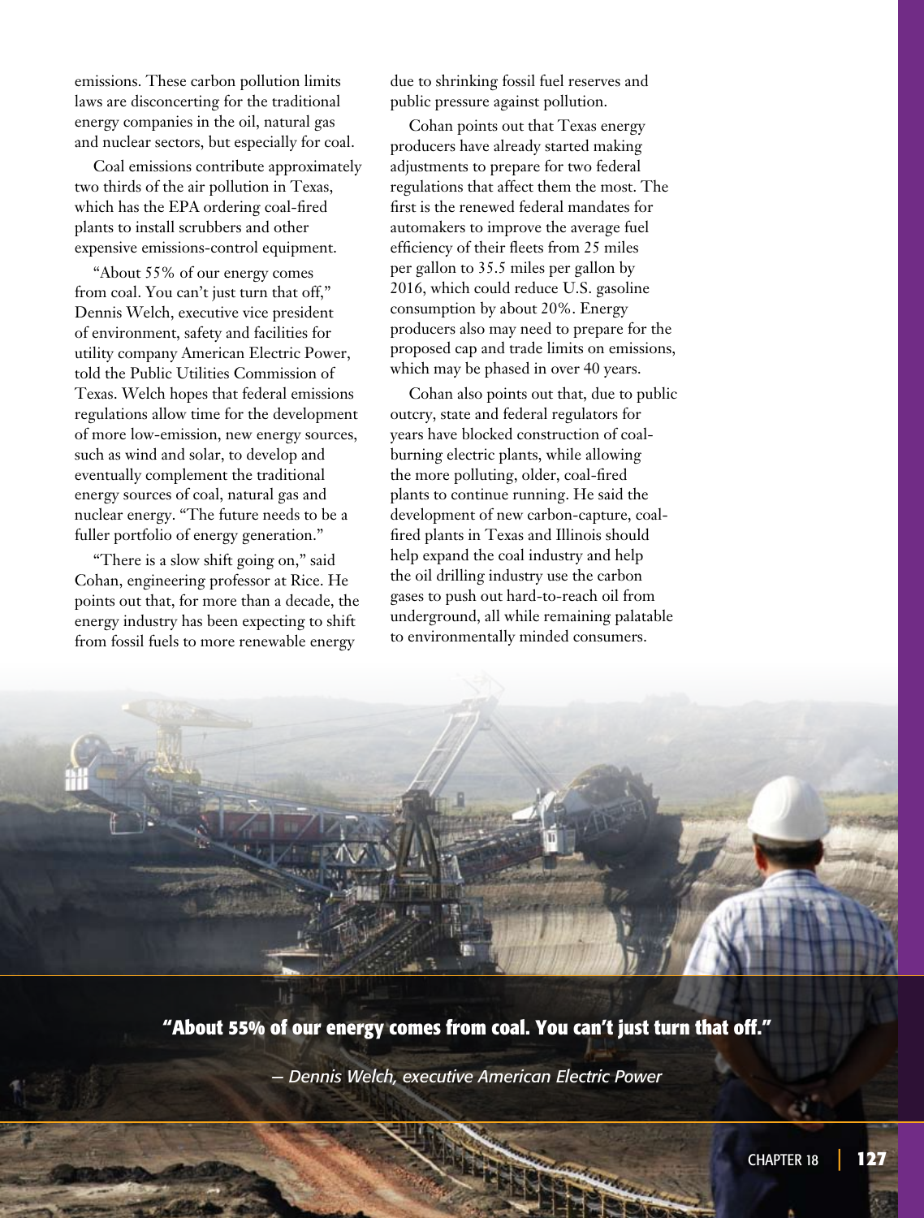emissions. These carbon pollution limits laws are disconcerting for the traditional energy companies in the oil, natural gas and nuclear sectors, but especially for coal.

Coal emissions contribute approximately two thirds of the air pollution in Texas, which has the EPA ordering coal-fired plants to install scrubbers and other expensive emissions-control equipment.

"About 55% of our energy comes from coal. You can't just turn that off," Dennis Welch, executive vice president of environment, safety and facilities for utility company American Electric Power, told the Public Utilities Commission of Texas. Welch hopes that federal emissions regulations allow time for the development of more low-emission, new energy sources, such as wind and solar, to develop and eventually complement the traditional energy sources of coal, natural gas and nuclear energy. "The future needs to be a fuller portfolio of energy generation."

"There is a slow shift going on," said Cohan, engineering professor at Rice. He points out that, for more than a decade, the energy industry has been expecting to shift from fossil fuels to more renewable energy due to shrinking fossil fuel reserves and public pressure against pollution.

Cohan points out that Texas energy producers have already started making adjustments to prepare for two federal regulations that affect them the most. The first is the renewed federal mandates for automakers to improve the average fuel efficiency of their fleets from 25 miles per gallon to 35.5 miles per gallon by 2016, which could reduce U.S. gasoline consumption by about 20%. Energy producers also may need to prepare for the proposed cap and trade limits on emissions, which may be phased in over 40 years.

Cohan also points out that, due to public outcry, state and federal regulators for years have blocked construction of coal-burning electric plants, while allowing the more polluting, older, coal-fired plants to continue running. He said the development of new carbon-capture, coal-fired plants in Texas and Illinois should help expand the coal industry and help the oil drilling industry use the carbon gases to push out hard-to-reach oil from underground, all while remaining palatable to environmentally minded consumers.

**"About 55% of our energy comes from coal. You can't just turn that off."**

*– Dennis Welch, executive American Electric Power*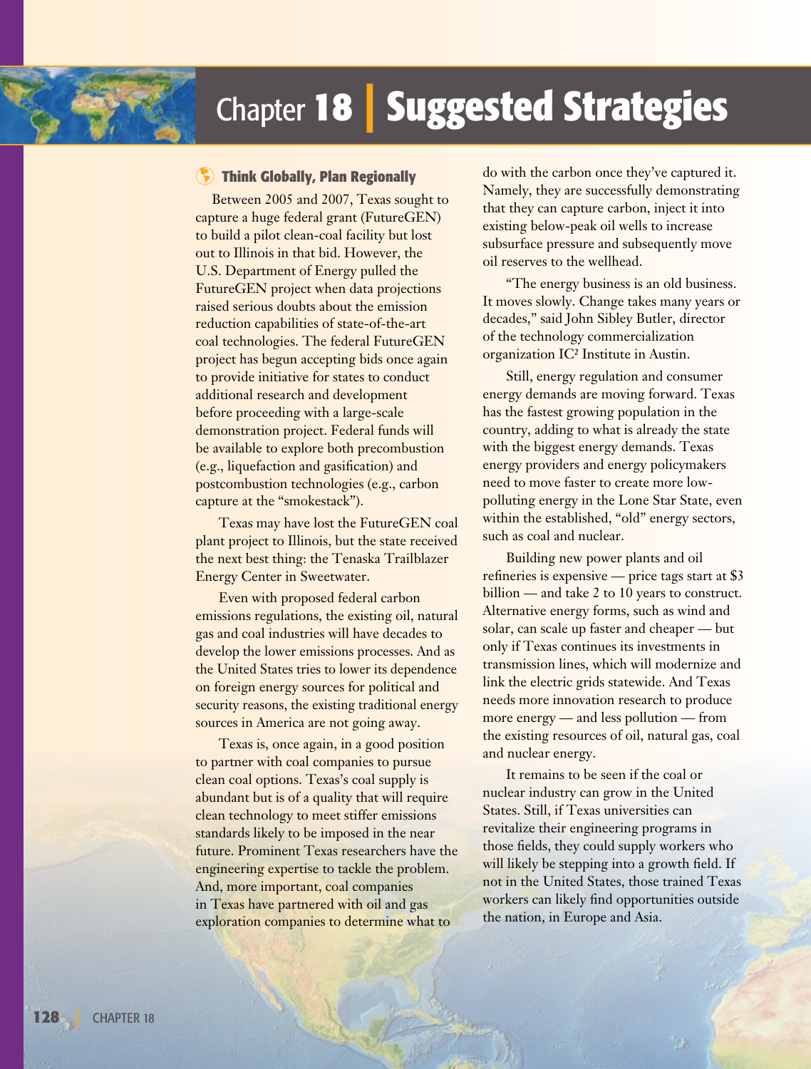# Chapter 18 | Suggested Strategies

## Think Globally, Plan Regionally

Between 2005 and 2007, Texas sought to capture a huge federal grant (FutureGEN) to build a pilot clean-coal facility but lost out to Illinois in that bid. However, the U.S. Department of Energy pulled the FutureGEN project when data projections raised serious doubts about the emission reduction capabilities of state-of-the-art coal technologies. The federal FutureGEN project has begun accepting bids once again to provide initiative for states to conduct additional research and development before proceeding with a large-scale demonstration project. Federal funds will be available to explore both precombustion (e.g., liquefaction and gasification) and postcombustion technologies (e.g., carbon capture at the "smokestack").

Texas may have lost the FutureGEN coal plant project to Illinois, but the state received the next best thing: the Tenaska Trailblazer Energy Center in Sweetwater.

Even with proposed federal carbon emissions regulations, the existing oil, natural gas and coal industries will have decades to develop the lower emissions processes. And as the United States tries to lower its dependence on foreign energy sources for political and security reasons, the existing traditional energy sources in America are not going away.

Texas is, once again, in a good position to partner with coal companies to pursue clean coal options. Texas's coal supply is abundant but is of a quality that will require clean technology to meet stiffer emissions standards likely to be imposed in the near future. Prominent Texas researchers have the engineering expertise to tackle the problem. And, more important, coal companies in Texas have partnered with oil and gas exploration companies to determine what to do with the carbon once they've captured it. Namely, they are successfully demonstrating that they can capture carbon, inject it into existing below-peak oil wells to increase subsurface pressure and subsequently move oil reserves to the wellhead.

"The energy business is an old business. It moves slowly. Change takes many years or decades," said John Sibley Butler, director of the technology commercialization organization IC² Institute in Austin.

Still, energy regulation and consumer energy demands are moving forward. Texas has the fastest growing population in the country, adding to what is already the state with the biggest energy demands. Texas energy providers and energy policymakers need to move faster to create more low-polluting energy in the Lone Star State, even within the established, "old" energy sectors, such as coal and nuclear.

Building new power plants and oil refineries is expensive — price tags start at $3 billion — and take 2 to 10 years to construct. Alternative energy forms, such as wind and solar, can scale up faster and cheaper — but only if Texas continues its investments in transmission lines, which will modernize and link the electric grids statewide. And Texas needs more innovation research to produce more energy — and less pollution — from the existing resources of oil, natural gas, coal and nuclear energy.

It remains to be seen if the coal or nuclear industry can grow in the United States. Still, if Texas universities can revitalize their engineering programs in those fields, they could supply workers who will likely be stepping into a growth field. If not in the United States, those trained Texas workers can likely find opportunities outside the nation, in Europe and Asia.